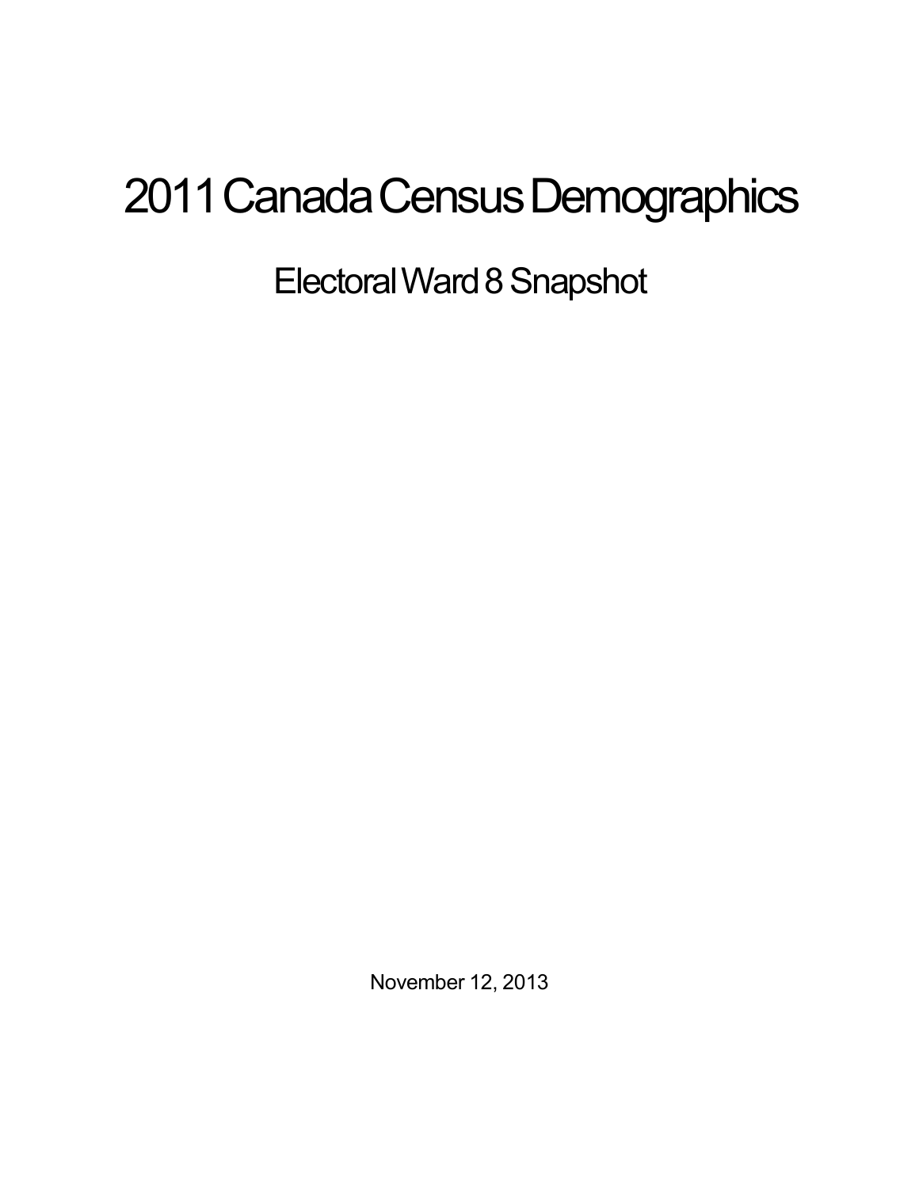# 2011 Canada Census Demographics

## Electoral Ward 8 Snapshot

November 12, 2013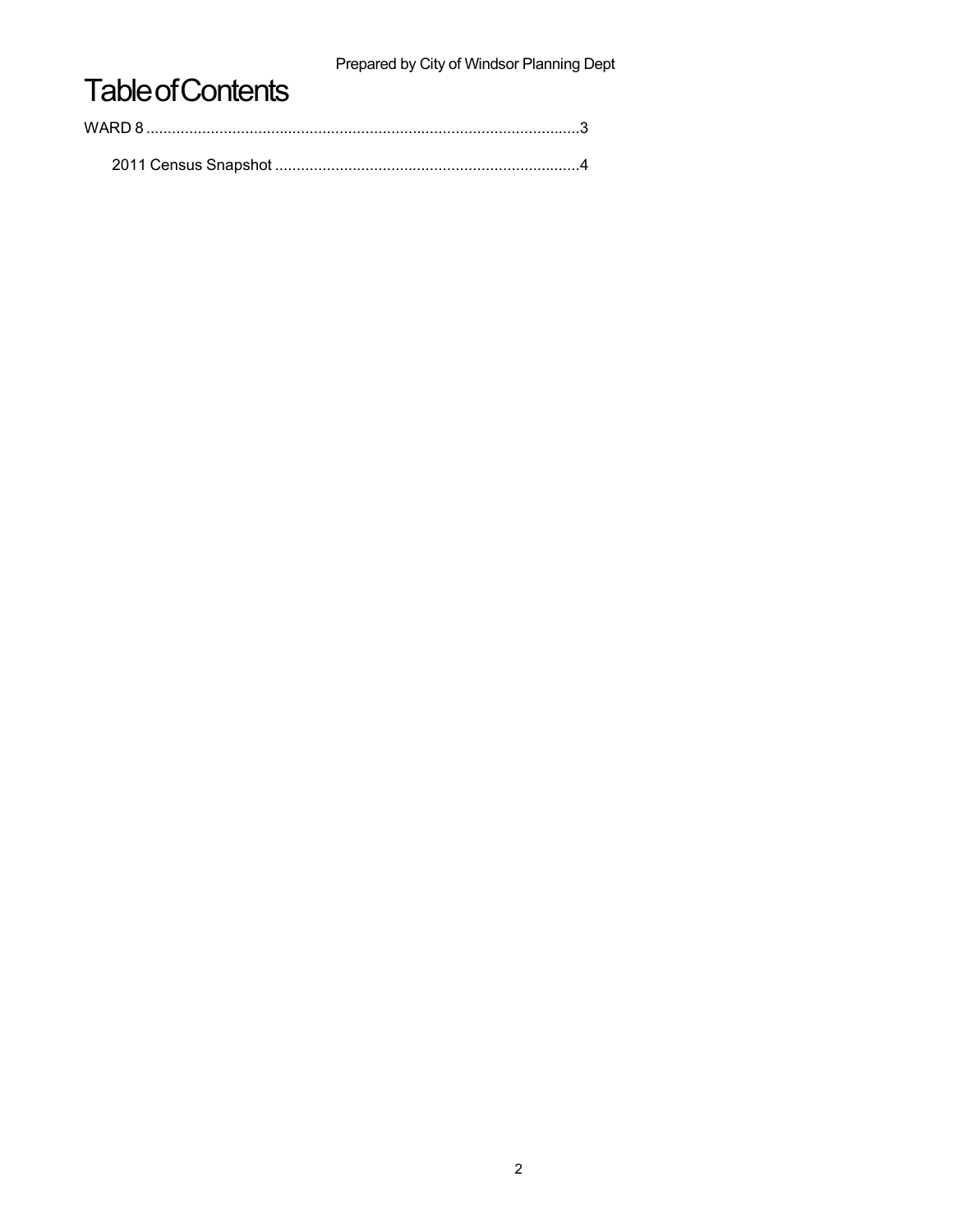# Table of Contents

WARD 8 .....................................................................................................3

  2011 Census Snapshot .......................................................................4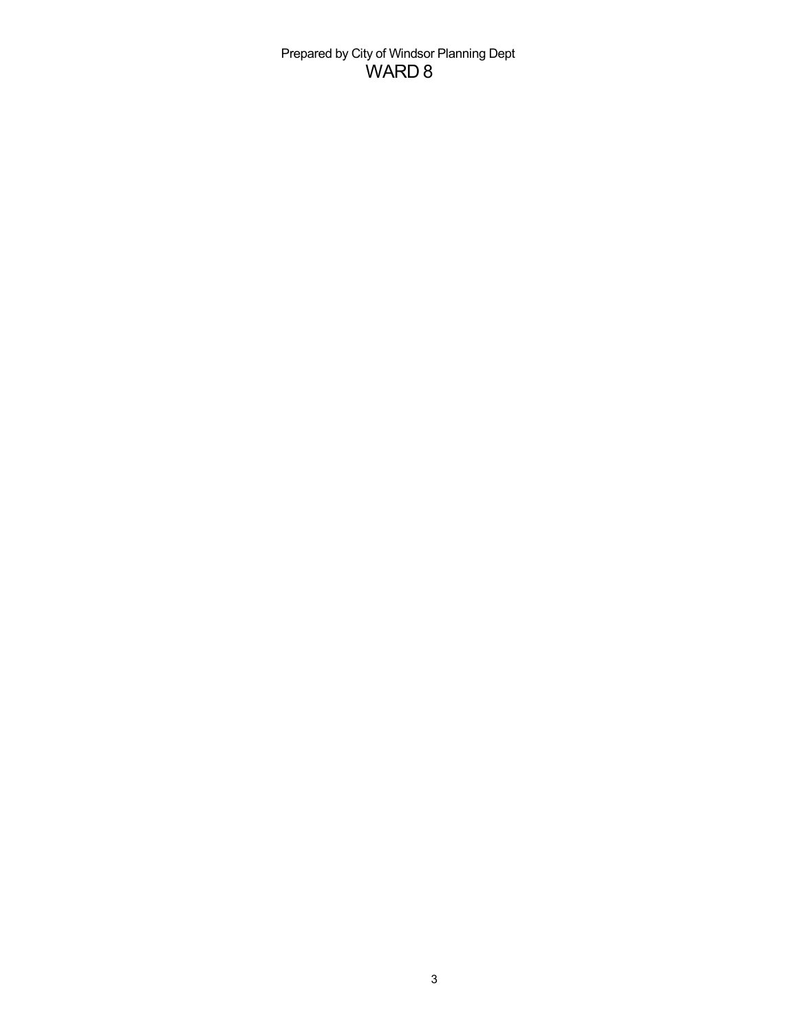Prepared by City of Windsor Planning Dept

# WARD 8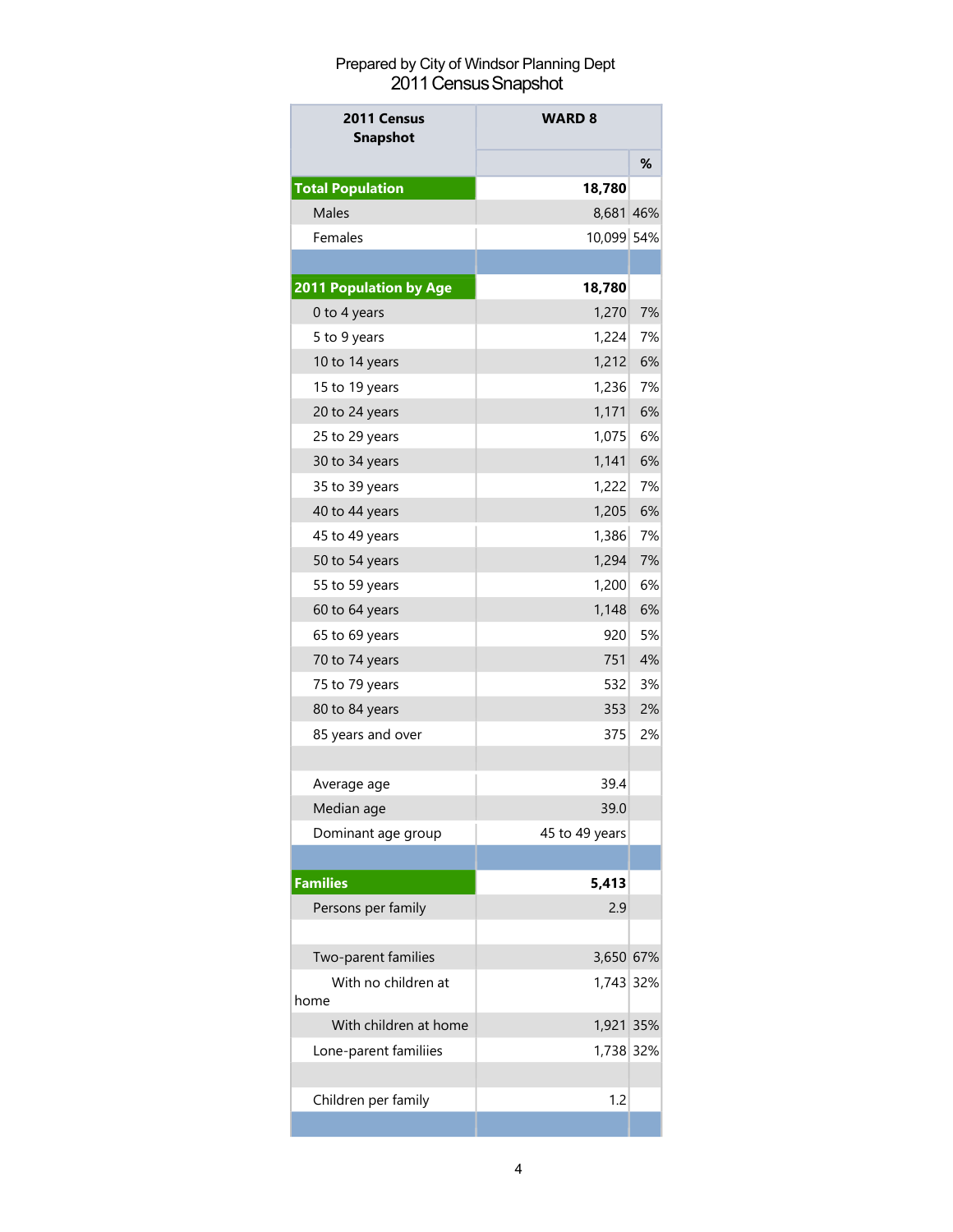Prepared by City of Windsor Planning Dept

2011 Census Snapshot

| 2011 Census Snapshot | WARD 8 | |
|---|---|---|
| | | % |
| **Total Population** | **18,780** | |
| Males | 8,681 | 46% |
| Females | 10,099 | 54% |
| | | |
| **2011 Population by Age** | **18,780** | |
| 0 to 4 years | 1,270 | 7% |
| 5 to 9 years | 1,224 | 7% |
| 10 to 14 years | 1,212 | 6% |
| 15 to 19 years | 1,236 | 7% |
| 20 to 24 years | 1,171 | 6% |
| 25 to 29 years | 1,075 | 6% |
| 30 to 34 years | 1,141 | 6% |
| 35 to 39 years | 1,222 | 7% |
| 40 to 44 years | 1,205 | 6% |
| 45 to 49 years | 1,386 | 7% |
| 50 to 54 years | 1,294 | 7% |
| 55 to 59 years | 1,200 | 6% |
| 60 to 64 years | 1,148 | 6% |
| 65 to 69 years | 920 | 5% |
| 70 to 74 years | 751 | 4% |
| 75 to 79 years | 532 | 3% |
| 80 to 84 years | 353 | 2% |
| 85 years and over | 375 | 2% |
| | | |
| Average age | 39.4 | |
| Median age | 39.0 | |
| Dominant age group | 45 to 49 years | |
| | | |
| **Families** | **5,413** | |
| Persons per family | 2.9 | |
| | | |
| Two-parent families | 3,650 | 67% |
| With no children at home | 1,743 | 32% |
| With children at home | 1,921 | 35% |
| Lone-parent familiies | 1,738 | 32% |
| | | |
| Children per family | 1.2 | |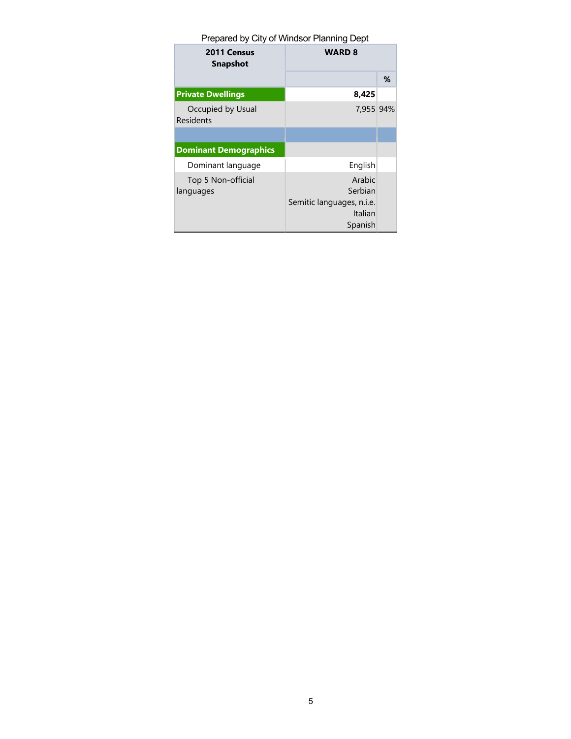Prepared by City of Windsor Planning Dept

| 2011 Census Snapshot | WARD 8 | |
|---|---|---|
| | | % |
| **Private Dwellings** | **8,425** | |
| Occupied by Usual Residents | 7,955 | 94% |
| | | |
| **Dominant Demographics** | | |
| Dominant language | English | |
| Top 5 Non-official languages | Arabic<br>Serbian<br>Semitic languages, n.i.e.<br>Italian<br>Spanish | |